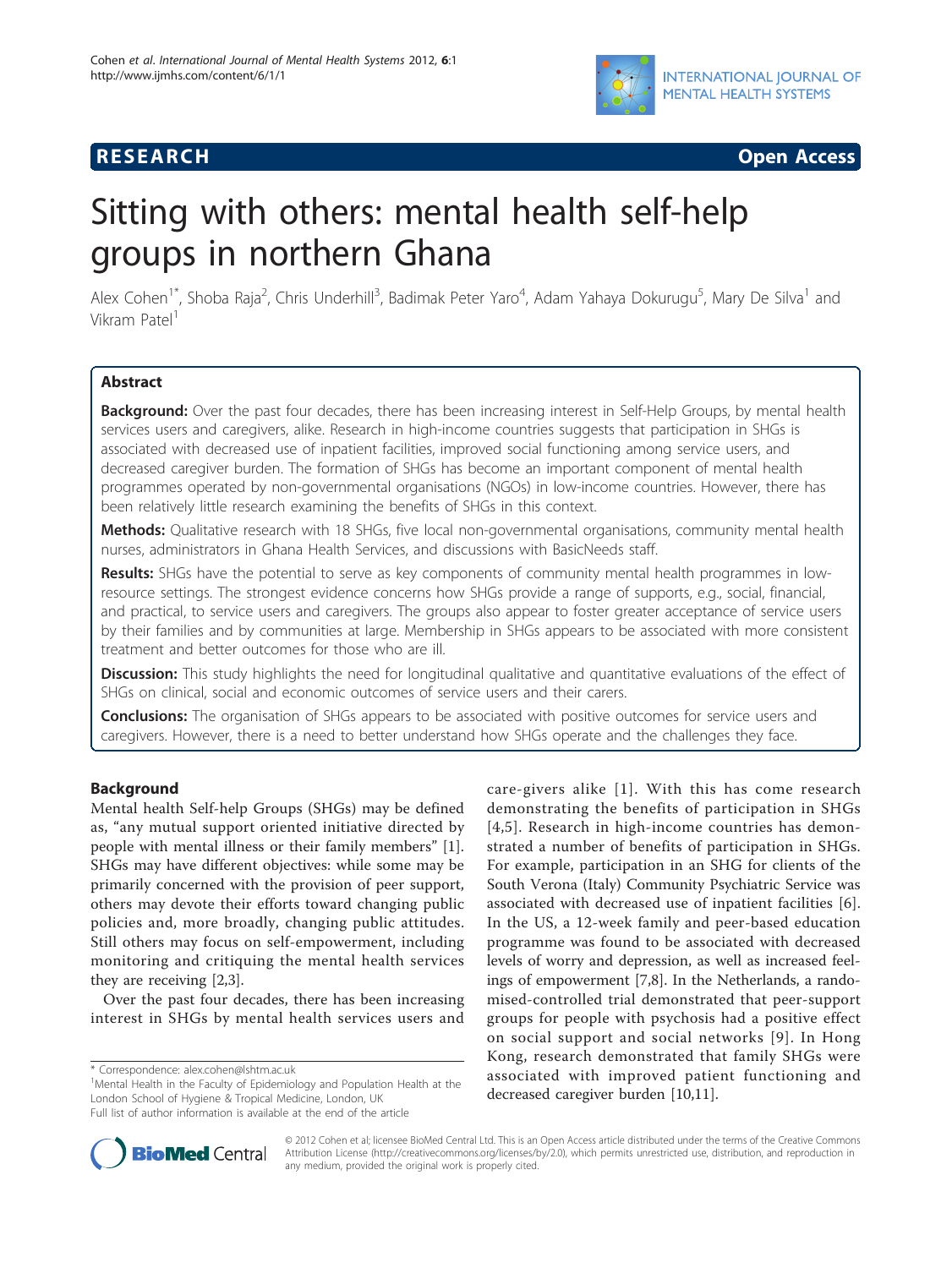**RESEARCH** **Open Access**

# Sitting with others: mental health self-help groups in northern Ghana

Alex Cohen[1*], Shoba Raja[2], Chris Underhill[3], Badimak Peter Yaro[4], Adam Yahaya Dokurugu[5], Mary De Silva[1] and Vikram Patel[1]

## Abstract

**Background:** Over the past four decades, there has been increasing interest in Self-Help Groups, by mental health services users and caregivers, alike. Research in high-income countries suggests that participation in SHGs is associated with decreased use of inpatient facilities, improved social functioning among service users, and decreased caregiver burden. The formation of SHGs has become an important component of mental health programmes operated by non-governmental organisations (NGOs) in low-income countries. However, there has been relatively little research examining the benefits of SHGs in this context.

**Methods:** Qualitative research with 18 SHGs, five local non-governmental organisations, community mental health nurses, administrators in Ghana Health Services, and discussions with BasicNeeds staff.

**Results:** SHGs have the potential to serve as key components of community mental health programmes in low-resource settings. The strongest evidence concerns how SHGs provide a range of supports, e.g., social, financial, and practical, to service users and caregivers. The groups also appear to foster greater acceptance of service users by their families and by communities at large. Membership in SHGs appears to be associated with more consistent treatment and better outcomes for those who are ill.

**Discussion:** This study highlights the need for longitudinal qualitative and quantitative evaluations of the effect of SHGs on clinical, social and economic outcomes of service users and their carers.

**Conclusions:** The organisation of SHGs appears to be associated with positive outcomes for service users and caregivers. However, there is a need to better understand how SHGs operate and the challenges they face.

## Background

Mental health Self-help Groups (SHGs) may be defined as, "any mutual support oriented initiative directed by people with mental illness or their family members" [1]. SHGs may have different objectives: while some may be primarily concerned with the provision of peer support, others may devote their efforts toward changing public policies and, more broadly, changing public attitudes. Still others may focus on self-empowerment, including monitoring and critiquing the mental health services they are receiving [2,3].

Over the past four decades, there has been increasing interest in SHGs by mental health services users and care-givers alike [1]. With this has come research demonstrating the benefits of participation in SHGs [4,5]. Research in high-income countries has demonstrated a number of benefits of participation in SHGs. For example, participation in an SHG for clients of the South Verona (Italy) Community Psychiatric Service was associated with decreased use of inpatient facilities [6]. In the US, a 12-week family and peer-based education programme was found to be associated with decreased levels of worry and depression, as well as increased feelings of empowerment [7,8]. In the Netherlands, a randomised-controlled trial demonstrated that peer-support groups for people with psychosis had a positive effect on social support and social networks [9]. In Hong Kong, research demonstrated that family SHGs were associated with improved patient functioning and decreased caregiver burden [10,11].

* Correspondence: alex.cohen@lshtm.ac.uk
[1]Mental Health in the Faculty of Epidemiology and Population Health at the London School of Hygiene & Tropical Medicine, London, UK
Full list of author information is available at the end of the article

© 2012 Cohen et al; licensee BioMed Central Ltd. This is an Open Access article distributed under the terms of the Creative Commons Attribution License (http://creativecommons.org/licenses/by/2.0), which permits unrestricted use, distribution, and reproduction in any medium, provided the original work is properly cited.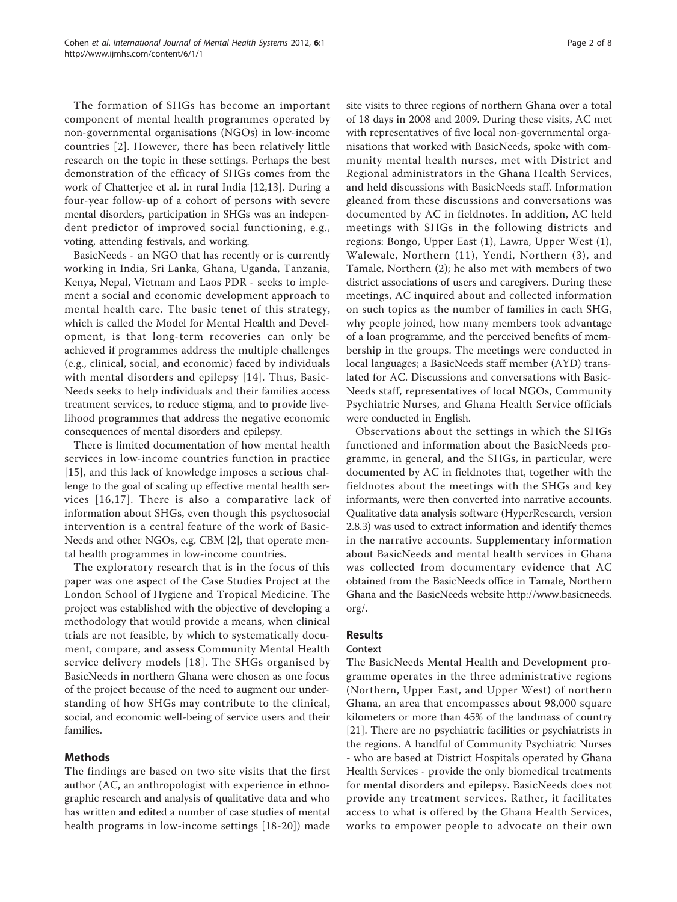The formation of SHGs has become an important component of mental health programmes operated by non-governmental organisations (NGOs) in low-income countries [2]. However, there has been relatively little research on the topic in these settings. Perhaps the best demonstration of the efficacy of SHGs comes from the work of Chatterjee et al. in rural India [12,13]. During a four-year follow-up of a cohort of persons with severe mental disorders, participation in SHGs was an independent predictor of improved social functioning, e.g., voting, attending festivals, and working.

BasicNeeds - an NGO that has recently or is currently working in India, Sri Lanka, Ghana, Uganda, Tanzania, Kenya, Nepal, Vietnam and Laos PDR - seeks to implement a social and economic development approach to mental health care. The basic tenet of this strategy, which is called the Model for Mental Health and Development, is that long-term recoveries can only be achieved if programmes address the multiple challenges (e.g., clinical, social, and economic) faced by individuals with mental disorders and epilepsy [14]. Thus, BasicNeeds seeks to help individuals and their families access treatment services, to reduce stigma, and to provide livelihood programmes that address the negative economic consequences of mental disorders and epilepsy.

There is limited documentation of how mental health services in low-income countries function in practice [15], and this lack of knowledge imposes a serious challenge to the goal of scaling up effective mental health services [16,17]. There is also a comparative lack of information about SHGs, even though this psychosocial intervention is a central feature of the work of BasicNeeds and other NGOs, e.g. CBM [2], that operate mental health programmes in low-income countries.

The exploratory research that is in the focus of this paper was one aspect of the Case Studies Project at the London School of Hygiene and Tropical Medicine. The project was established with the objective of developing a methodology that would provide a means, when clinical trials are not feasible, by which to systematically document, compare, and assess Community Mental Health service delivery models [18]. The SHGs organised by BasicNeeds in northern Ghana were chosen as one focus of the project because of the need to augment our understanding of how SHGs may contribute to the clinical, social, and economic well-being of service users and their families.

## Methods

The findings are based on two site visits that the first author (AC, an anthropologist with experience in ethnographic research and analysis of qualitative data and who has written and edited a number of case studies of mental health programs in low-income settings [18-20]) made site visits to three regions of northern Ghana over a total of 18 days in 2008 and 2009. During these visits, AC met with representatives of five local non-governmental organisations that worked with BasicNeeds, spoke with community mental health nurses, met with District and Regional administrators in the Ghana Health Services, and held discussions with BasicNeeds staff. Information gleaned from these discussions and conversations was documented by AC in fieldnotes. In addition, AC held meetings with SHGs in the following districts and regions: Bongo, Upper East (1), Lawra, Upper West (1), Walewale, Northern (11), Yendi, Northern (3), and Tamale, Northern (2); he also met with members of two district associations of users and caregivers. During these meetings, AC inquired about and collected information on such topics as the number of families in each SHG, why people joined, how many members took advantage of a loan programme, and the perceived benefits of membership in the groups. The meetings were conducted in local languages; a BasicNeeds staff member (AYD) translated for AC. Discussions and conversations with BasicNeeds staff, representatives of local NGOs, Community Psychiatric Nurses, and Ghana Health Service officials were conducted in English.

Observations about the settings in which the SHGs functioned and information about the BasicNeeds programme, in general, and the SHGs, in particular, were documented by AC in fieldnotes that, together with the fieldnotes about the meetings with the SHGs and key informants, were then converted into narrative accounts. Qualitative data analysis software (HyperResearch, version 2.8.3) was used to extract information and identify themes in the narrative accounts. Supplementary information about BasicNeeds and mental health services in Ghana was collected from documentary evidence that AC obtained from the BasicNeeds office in Tamale, Northern Ghana and the BasicNeeds website http://www.basicneeds.org/.

## Results

### Context

The BasicNeeds Mental Health and Development programme operates in the three administrative regions (Northern, Upper East, and Upper West) of northern Ghana, an area that encompasses about 98,000 square kilometers or more than 45% of the landmass of country [21]. There are no psychiatric facilities or psychiatrists in the regions. A handful of Community Psychiatric Nurses - who are based at District Hospitals operated by Ghana Health Services - provide the only biomedical treatments for mental disorders and epilepsy. BasicNeeds does not provide any treatment services. Rather, it facilitates access to what is offered by the Ghana Health Services, works to empower people to advocate on their own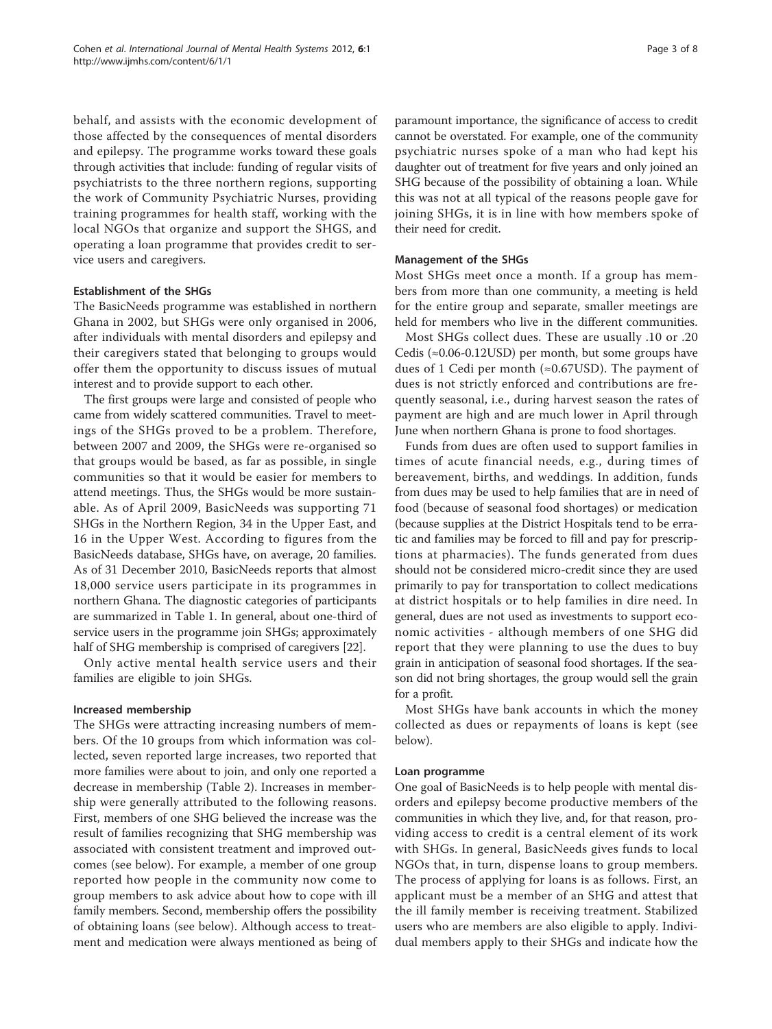behalf, and assists with the economic development of those affected by the consequences of mental disorders and epilepsy. The programme works toward these goals through activities that include: funding of regular visits of psychiatrists to the three northern regions, supporting the work of Community Psychiatric Nurses, providing training programmes for health staff, working with the local NGOs that organize and support the SHGS, and operating a loan programme that provides credit to service users and caregivers.

#### Establishment of the SHGs

The BasicNeeds programme was established in northern Ghana in 2002, but SHGs were only organised in 2006, after individuals with mental disorders and epilepsy and their caregivers stated that belonging to groups would offer them the opportunity to discuss issues of mutual interest and to provide support to each other.

The first groups were large and consisted of people who came from widely scattered communities. Travel to meetings of the SHGs proved to be a problem. Therefore, between 2007 and 2009, the SHGs were re-organised so that groups would be based, as far as possible, in single communities so that it would be easier for members to attend meetings. Thus, the SHGs would be more sustainable. As of April 2009, BasicNeeds was supporting 71 SHGs in the Northern Region, 34 in the Upper East, and 16 in the Upper West. According to figures from the BasicNeeds database, SHGs have, on average, 20 families. As of 31 December 2010, BasicNeeds reports that almost 18,000 service users participate in its programmes in northern Ghana. The diagnostic categories of participants are summarized in Table 1. In general, about one-third of service users in the programme join SHGs; approximately half of SHG membership is comprised of caregivers [22].

Only active mental health service users and their families are eligible to join SHGs.

#### Increased membership

The SHGs were attracting increasing numbers of members. Of the 10 groups from which information was collected, seven reported large increases, two reported that more families were about to join, and only one reported a decrease in membership (Table 2). Increases in membership were generally attributed to the following reasons. First, members of one SHG believed the increase was the result of families recognizing that SHG membership was associated with consistent treatment and improved outcomes (see below). For example, a member of one group reported how people in the community now come to group members to ask advice about how to cope with ill family members. Second, membership offers the possibility of obtaining loans (see below). Although access to treatment and medication were always mentioned as being of paramount importance, the significance of access to credit cannot be overstated. For example, one of the community psychiatric nurses spoke of a man who had kept his daughter out of treatment for five years and only joined an SHG because of the possibility of obtaining a loan. While this was not at all typical of the reasons people gave for joining SHGs, it is in line with how members spoke of their need for credit.

#### Management of the SHGs

Most SHGs meet once a month. If a group has members from more than one community, a meeting is held for the entire group and separate, smaller meetings are held for members who live in the different communities.

Most SHGs collect dues. These are usually .10 or .20 Cedis (≈0.06-0.12USD) per month, but some groups have dues of 1 Cedi per month (≈0.67USD). The payment of dues is not strictly enforced and contributions are frequently seasonal, i.e., during harvest season the rates of payment are high and are much lower in April through June when northern Ghana is prone to food shortages.

Funds from dues are often used to support families in times of acute financial needs, e.g., during times of bereavement, births, and weddings. In addition, funds from dues may be used to help families that are in need of food (because of seasonal food shortages) or medication (because supplies at the District Hospitals tend to be erratic and families may be forced to fill and pay for prescriptions at pharmacies). The funds generated from dues should not be considered micro-credit since they are used primarily to pay for transportation to collect medications at district hospitals or to help families in dire need. In general, dues are not used as investments to support economic activities - although members of one SHG did report that they were planning to use the dues to buy grain in anticipation of seasonal food shortages. If the season did not bring shortages, the group would sell the grain for a profit.

Most SHGs have bank accounts in which the money collected as dues or repayments of loans is kept (see below).

#### Loan programme

One goal of BasicNeeds is to help people with mental disorders and epilepsy become productive members of the communities in which they live, and, for that reason, providing access to credit is a central element of its work with SHGs. BasicNeeds gives funds to local NGOs that, in turn, dispense loans to group members. The process of applying for loans is as follows. First, an applicant must be a member of an SHG and attest that the ill family member is receiving treatment. Stabilized users who are members are also eligible to apply. Individual members apply to their SHGs and indicate how the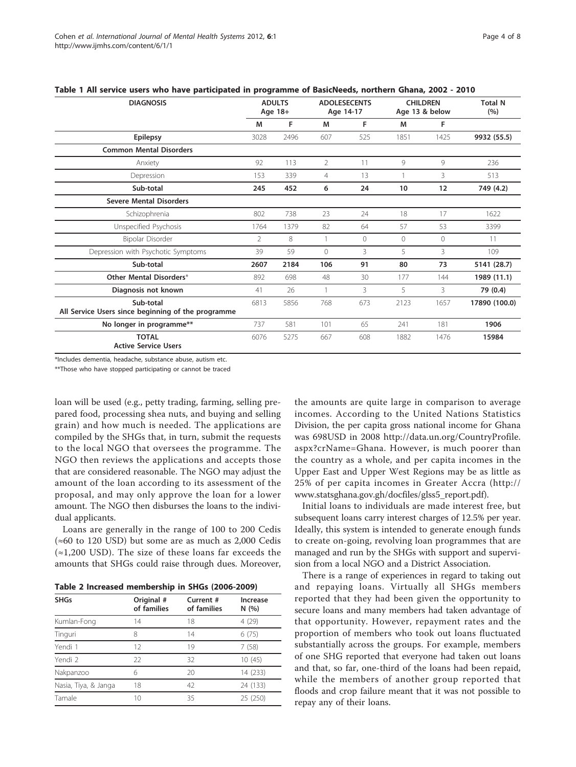**Table 1 All service users who have participated in programme of BasicNeeds, northern Ghana, 2002 - 2010**

| DIAGNOSIS | ADULTS Age 18+ | | ADOLESECENTS Age 14-17 | | CHILDREN Age 13 & below | | Total N (%) |
|---|---|---|---|---|---|---|---|
| | M | F | M | F | M | F | |
| **Epilepsy** | 3028 | 2496 | 607 | 525 | 1851 | 1425 | **9932 (55.5)** |
| **Common Mental Disorders** | | | | | | | |
| Anxiety | 92 | 113 | 2 | 11 | 9 | 9 | 236 |
| Depression | 153 | 339 | 4 | 13 | 1 | 3 | 513 |
| **Sub-total** | **245** | **452** | **6** | **24** | **10** | **12** | **749 (4.2)** |
| **Severe Mental Disorders** | | | | | | | |
| Schizophrenia | 802 | 738 | 23 | 24 | 18 | 17 | 1622 |
| Unspecified Psychosis | 1764 | 1379 | 82 | 64 | 57 | 53 | 3399 |
| Bipolar Disorder | 2 | 8 | 1 | 0 | 0 | 0 | 11 |
| Depression with Psychotic Symptoms | 39 | 59 | 0 | 3 | 5 | 3 | 109 |
| **Sub-total** | **2607** | **2184** | **106** | **91** | **80** | **73** | **5141 (28.7)** |
| **Other Mental Disorders*** | 892 | 698 | 48 | 30 | 177 | 144 | **1989 (11.1)** |
| **Diagnosis not known** | 41 | 26 | 1 | 3 | 5 | 3 | **79 (0.4)** |
| **Sub-total** All Service Users since beginning of the programme | 6813 | 5856 | 768 | 673 | 2123 | 1657 | **17890 (100.0)** |
| **No longer in programme**** | 737 | 581 | 101 | 65 | 241 | 181 | **1906** |
| **TOTAL Active Service Users** | 6076 | 5275 | 667 | 608 | 1882 | 1476 | **15984** |

*Includes dementia, headache, substance abuse, autism etc.

**Those who have stopped participating or cannot be traced

loan will be used (e.g., petty trading, farming, selling prepared food, processing shea nuts, and buying and selling grain) and how much is needed. The applications are compiled by the SHGs that, in turn, submit the requests to the local NGO that oversees the programme. The NGO then reviews the applications and accepts those that are considered reasonable. The NGO may adjust the amount of the loan according to its assessment of the proposal, and may only approve the loan for a lower amount. The NGO then disburses the loans to the individual applicants.

Loans are generally in the range of 100 to 200 Cedis (≈60 to 120 USD) but some are as much as 2,000 Cedis (≈1,200 USD). The size of these loans far exceeds the amounts that SHGs could raise through dues. Moreover, the amounts are quite large in comparison to average incomes. According to the United Nations Statistics Division, the per capita gross national income for Ghana was 698USD in 2008 http://data.un.org/CountryProfile.aspx?crName=Ghana. However, is much poorer than the country as a whole, and per capita incomes in the Upper East and Upper West Regions may be as little as 25% of per capita incomes in Greater Accra (http://www.statsghana.gov.gh/docfiles/glss5_report.pdf).

**Table 2 Increased membership in SHGs (2006-2009)**

| SHGs | Original # of families | Current # of families | Increase N (%) |
|---|---|---|---|
| Kumlan-Fong | 14 | 18 | 4 (29) |
| Tinguri | 8 | 14 | 6 (75) |
| Yendi 1 | 12 | 19 | 7 (58) |
| Yendi 2 | 22 | 32 | 10 (45) |
| Nakpanzoo | 6 | 20 | 14 (233) |
| Nasia, Tiya, & Janga | 18 | 42 | 24 (133) |
| Tamale | 10 | 35 | 25 (250) |

Initial loans to individuals are made interest free, but subsequent loans carry interest charges of 12.5% per year. Ideally, this system is intended to generate enough funds to create on-going, revolving loan programmes that are managed and run by the SHGs with support and supervision from a local NGO and a District Association.

There is a range of experiences in regard to taking out and repaying loans. Virtually all SHGs members reported that they had been given the opportunity to secure loans and many members had taken advantage of that opportunity. However, repayment rates and the proportion of members who took out loans fluctuated substantially across the groups. For example, members of one SHG reported that everyone had taken out loans and that, so far, one-third of the loans had been repaid, while the members of another group reported that floods and crop failure meant that it was not possible to repay any of their loans.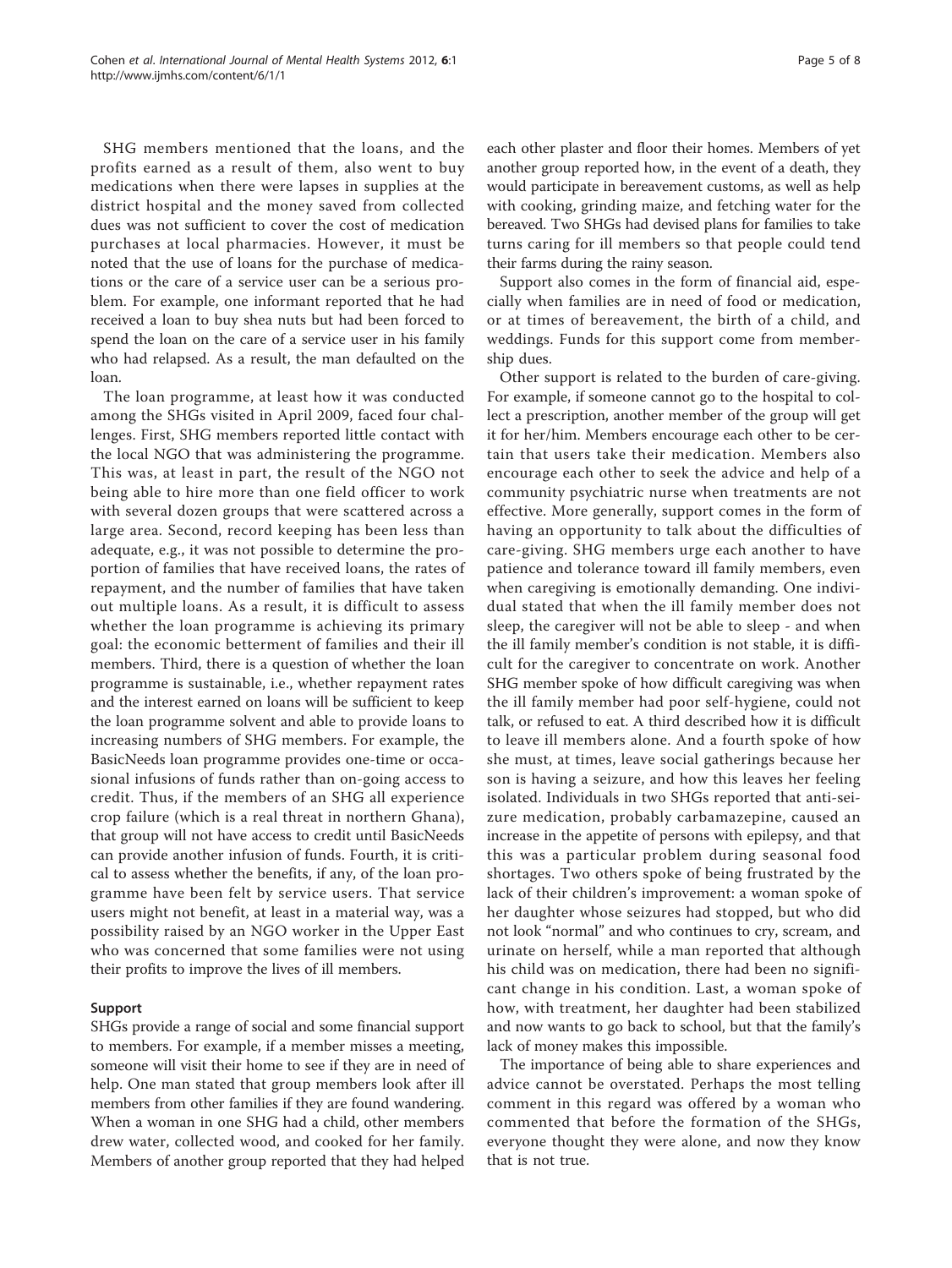SHG members mentioned that the loans, and the profits earned as a result of them, also went to buy medications when there were lapses in supplies at the district hospital and the money saved from collected dues was not sufficient to cover the cost of medication purchases at local pharmacies. However, it must be noted that the use of loans for the purchase of medications or the care of a service user can be a serious problem. For example, one informant reported that he had received a loan to buy shea nuts but had been forced to spend the loan on the care of a service user in his family who had relapsed. As a result, the man defaulted on the loan.

The loan programme, at least how it was conducted among the SHGs visited in April 2009, faced four challenges. First, SHG members reported little contact with the local NGO that was administering the programme. This was, at least in part, the result of the NGO not being able to hire more than one field officer to work with several dozen groups that were scattered across a large area. Second, record keeping has been less than adequate, e.g., it was not possible to determine the proportion of families that have received loans, the rates of repayment, and the number of families that have taken out multiple loans. As a result, it is difficult to assess whether the loan programme is achieving its primary goal: the economic betterment of families and their ill members. Third, there is a question of whether the loan programme is sustainable, i.e., whether repayment rates and the interest earned on loans will be sufficient to keep the loan programme solvent and able to provide loans to increasing numbers of SHG members. For example, the BasicNeeds loan programme provides one-time or occasional infusions of funds rather than on-going access to credit. Thus, if the members of an SHG all experience crop failure (which is a real threat in northern Ghana), that group will not have access to credit until BasicNeeds can provide another infusion of funds. Fourth, it is critical to assess whether the benefits, if any, of the loan programme have been felt by service users. That service users might not benefit, at least in a material way, was a possibility raised by an NGO worker in the Upper East who was concerned that some families were not using their profits to improve the lives of ill members.

### Support

SHGs provide a range of social and some financial support to members. For example, if a member misses a meeting, someone will visit their home to see if they are in need of help. One man stated that group members look after ill members from other families if they are found wandering. When a woman in one SHG had a child, other members drew water, collected wood, and cooked for her family. Members of another group reported that they had helped each other plaster and floor their homes. Members of yet another group reported how, in the event of a death, they would participate in bereavement customs, as well as help with cooking, grinding maize, and fetching water for the bereaved. Two SHGs had devised plans for families to take turns caring for ill members so that people could tend their farms during the rainy season.

Support also comes in the form of financial aid, especially when families are in need of food or medication, or at times of bereavement, the birth of a child, and weddings. Funds for this support come from membership dues.

Other support is related to the burden of care-giving. For example, if someone cannot go to the hospital to collect a prescription, another member of the group will get it for her/him. Members encourage each other to be certain that users take their medication. Members also encourage each other to seek the advice and help of a community psychiatric nurse when treatments are not effective. More generally, support comes in the form of having an opportunity to talk about the difficulties of care-giving. SHG members urge each another to have patience and tolerance toward ill family members, even when caregiving is emotionally demanding. One individual stated that when the ill family member does not sleep, the caregiver will not be able to sleep - and when the ill family member's condition is not stable, it is difficult for the caregiver to concentrate on work. Another SHG member spoke of how difficult caregiving was when the ill family member had poor self-hygiene, could not talk, or refused to eat. A third described how it is difficult to leave ill members alone. And a fourth spoke of how she must, at times, leave social gatherings because her son is having a seizure, and how this leaves her feeling isolated. Individuals in two SHGs reported that anti-seizure medication, probably carbamazepine, caused an increase in the appetite of persons with epilepsy, and that this was a particular problem during seasonal food shortages. Two others spoke of being frustrated by the lack of their children's improvement: a woman spoke of her daughter whose seizures had stopped, but who did not look "normal" and who continues to cry, scream, and urinate on herself, while a man reported that although his child was on medication, there had been no significant change in his condition. Last, a woman spoke of how, with treatment, her daughter had been stabilized and now wants to go back to school, but that the family's lack of money makes this impossible.

The importance of being able to share experiences and advice cannot be overstated. Perhaps the most telling comment in this regard was offered by a woman who commented that before the formation of the SHGs, everyone thought they were alone, and now they know that is not true.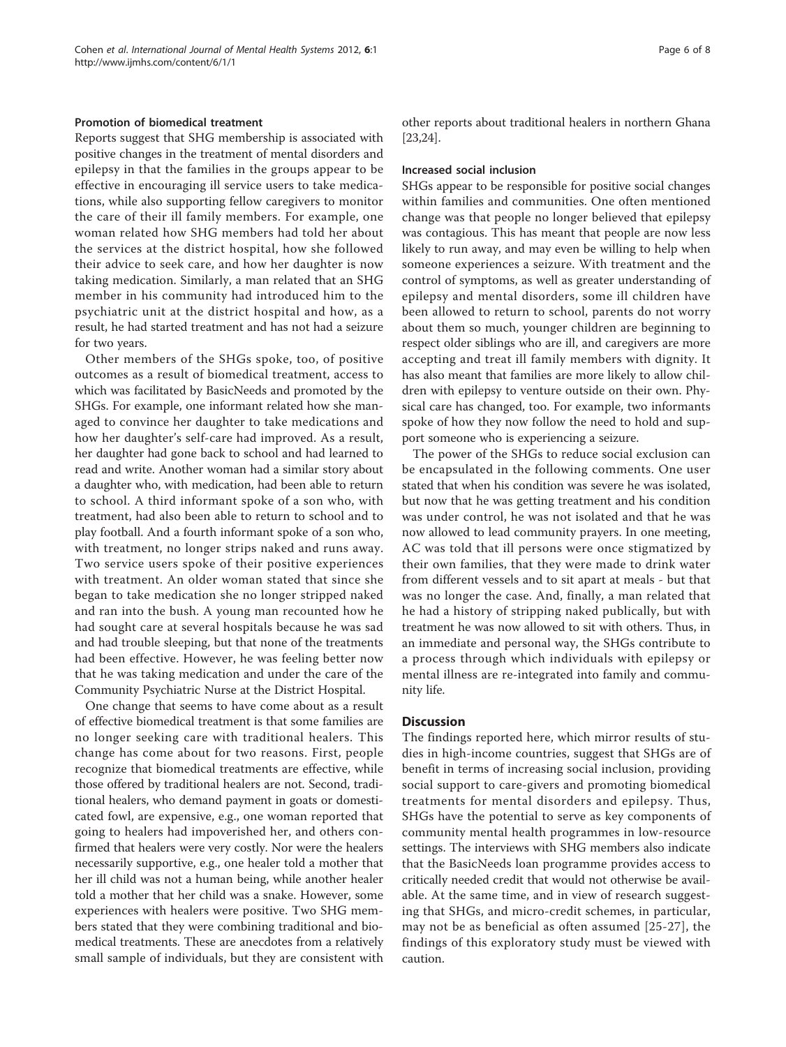#### Promotion of biomedical treatment

Reports suggest that SHG membership is associated with positive changes in the treatment of mental disorders and epilepsy in that the families in the groups appear to be effective in encouraging ill service users to take medications, while also supporting fellow caregivers to monitor the care of their ill family members. For example, one woman related how SHG members had told her about the services at the district hospital, how she followed their advice to seek care, and how her daughter is now taking medication. Similarly, a man related that an SHG member in his community had introduced him to the psychiatric unit at the district hospital and how, as a result, he had started treatment and has not had a seizure for two years.

Other members of the SHGs spoke, too, of positive outcomes as a result of biomedical treatment, access to which was facilitated by BasicNeeds and promoted by the SHGs. For example, one informant related how she managed to convince her daughter to take medications and how her daughter's self-care had improved. As a result, her daughter had gone back to school and had learned to read and write. Another woman had a similar story about a daughter who, with medication, had been able to return to school. A third informant spoke of a son who, with treatment, had also been able to return to school and to play football. And a fourth informant spoke of a son who, with treatment, no longer strips naked and runs away. Two service users spoke of their positive experiences with treatment. An older woman stated that since she began to take medication she no longer stripped naked and ran into the bush. A young man recounted how he had sought care at several hospitals because he was sad and had trouble sleeping, but that none of the treatments had been effective. However, he was feeling better now that he was taking medication and under the care of the Community Psychiatric Nurse at the District Hospital.

One change that seems to have come about as a result of effective biomedical treatment is that some families are no longer seeking care with traditional healers. This change has come about for two reasons. First, people recognize that biomedical treatments are effective, while those offered by traditional healers are not. Second, traditional healers, who demand payment in goats or domesticated fowl, are expensive, e.g., one woman reported that going to healers had impoverished her, and others confirmed that healers were very costly. Nor were the healers necessarily supportive, e.g., one healer told a mother that her ill child was not a human being, while another healer told a mother that her child was a snake. However, some experiences with healers were positive. Two SHG members stated that they were combining traditional and biomedical treatments. These are anecdotes from a relatively small sample of individuals, but they are consistent with other reports about traditional healers in northern Ghana [23,24].

#### Increased social inclusion

SHGs appear to be responsible for positive social changes within families and communities. One often mentioned change was that people no longer believed that epilepsy was contagious. This has meant that people are now less likely to run away, and may even be willing to help when someone experiences a seizure. With treatment and the control of symptoms, as well as greater understanding of epilepsy and mental disorders, some ill children have been allowed to return to school, parents do not worry about them so much, younger children are beginning to respect older siblings who are ill, and caregivers are more accepting and treat ill family members with dignity. It has also meant that families are more likely to allow children with epilepsy to venture outside on their own. Physical care has changed, too. For example, two informants spoke of how they now follow the need to hold and support someone who is experiencing a seizure.

The power of the SHGs to reduce social exclusion can be encapsulated in the following comments. One user stated that when his condition was severe he was isolated, but now that he was getting treatment and his condition was under control, he was not isolated and that he was now allowed to lead community prayers. In one meeting, AC was told that ill persons were once stigmatized by their own families, that they were made to drink water from different vessels and to sit apart at meals - but that was no longer the case. And, finally, a man related that he had a history of stripping naked publically, but with treatment he was now allowed to sit with others. Thus, in an immediate and personal way, the SHGs contribute to a process through which individuals with epilepsy or mental illness are re-integrated into family and community life.

## Discussion

The findings reported here, which mirror results of studies in high-income countries, suggest that SHGs are of benefit in terms of increasing social inclusion, providing social support to care-givers and promoting biomedical treatments for mental disorders and epilepsy. Thus, SHGs have the potential to serve as key components of community mental health programmes in low-resource settings. The interviews with SHG members also indicate that the BasicNeeds loan programme provides access to critically needed credit that would not otherwise be available. At the same time, and in view of research suggesting that SHGs, and micro-credit schemes, in particular, may not be as beneficial as often assumed [25-27], the findings of this exploratory study must be viewed with caution.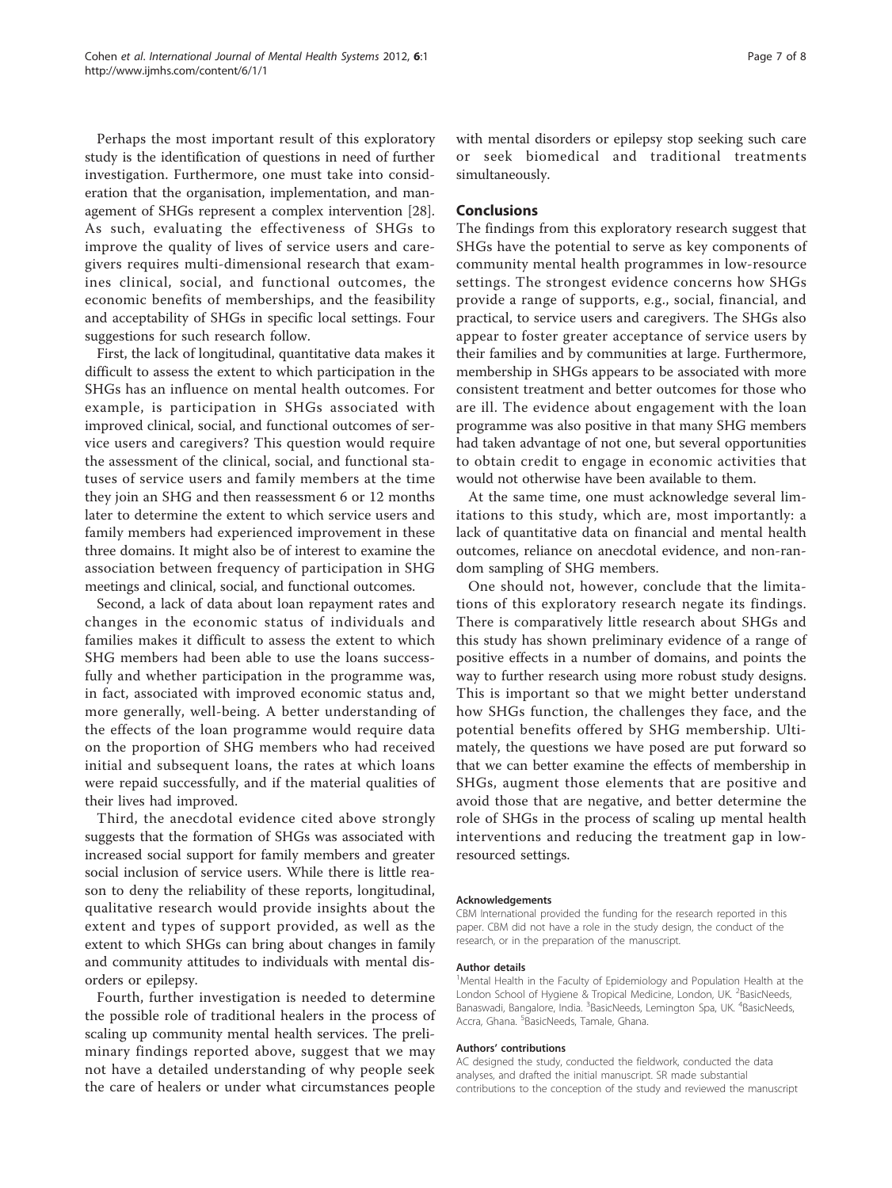Perhaps the most important result of this exploratory study is the identification of questions in need of further investigation. Furthermore, one must take into consideration that the organisation, implementation, and management of SHGs represent a complex intervention [28]. As such, evaluating the effectiveness of SHGs to improve the quality of lives of service users and caregivers requires multi-dimensional research that examines clinical, social, and functional outcomes, the economic benefits of memberships, and the feasibility and acceptability of SHGs in specific local settings. Four suggestions for such research follow.

First, the lack of longitudinal, quantitative data makes it difficult to assess the extent to which participation in the SHGs has an influence on mental health outcomes. For example, is participation in SHGs associated with improved clinical, social, and functional outcomes of service users and caregivers? This question would require the assessment of the clinical, social, and functional statuses of service users and family members at the time they join an SHG and then reassessment 6 or 12 months later to determine the extent to which service users and family members had experienced improvement in these three domains. It might also be of interest to examine the association between frequency of participation in SHG meetings and clinical, social, and functional outcomes.

Second, a lack of data about loan repayment rates and changes in the economic status of individuals and families makes it difficult to assess the extent to which SHG members had been able to use the loans successfully and whether participation in the programme was, in fact, associated with improved economic status and, more generally, well-being. A better understanding of the effects of the loan programme would require data on the proportion of SHG members who had received initial and subsequent loans, the rates at which loans were repaid successfully, and if the material qualities of their lives had improved.

Third, the anecdotal evidence cited above strongly suggests that the formation of SHGs was associated with increased social support for family members and greater social inclusion of service users. While there is little reason to deny the reliability of these reports, longitudinal, qualitative research would provide insights about the extent and types of support provided, as well as the extent to which SHGs can bring about changes in family and community attitudes to individuals with mental disorders or epilepsy.

Fourth, further investigation is needed to determine the possible role of traditional healers in the process of scaling up community mental health services. The preliminary findings reported above, suggest that we may not have a detailed understanding of why people seek the care of healers or under what circumstances people with mental disorders or epilepsy stop seeking such care or seek biomedical and traditional treatments simultaneously.

## Conclusions

The findings from this exploratory research suggest that SHGs have the potential to serve as key components of community mental health programmes in low-resource settings. The strongest evidence concerns how SHGs provide a range of supports, e.g., social, financial, and practical, to service users and caregivers. The SHGs also appear to foster greater acceptance of service users by their families and by communities at large. Furthermore, membership in SHGs appears to be associated with more consistent treatment and better outcomes for those who are ill. The evidence about engagement with the loan programme was also positive in that many SHG members had taken advantage of not one, but several opportunities to obtain credit to engage in economic activities that would not otherwise have been available to them.

At the same time, one must acknowledge several limitations to this study, which are, most importantly: a lack of quantitative data on financial and mental health outcomes, reliance on anecdotal evidence, and non-random sampling of SHG members.

One should not, however, conclude that the limitations of this exploratory research negate its findings. There is comparatively little research about SHGs and this study has shown preliminary evidence of a range of positive effects in a number of domains, and points the way to further research using more robust study designs. This is important so that we might better understand how SHGs function, the challenges they face, and the potential benefits offered by SHG membership. Ultimately, the questions we have posed are put forward so that we can better examine the effects of membership in SHGs, augment those elements that are positive and avoid those that are negative, and better determine the role of SHGs in the process of scaling up mental health interventions and reducing the treatment gap in low-resourced settings.

#### Acknowledgements

CBM International provided the funding for the research reported in this paper. CBM did not have a role in the study design, the conduct of the research, or in the preparation of the manuscript.

#### Author details

[1]Mental Health in the Faculty of Epidemiology and Population Health at the London School of Hygiene & Tropical Medicine, London, UK. [2]BasicNeeds, Banaswadi, Bangalore, India. [3]BasicNeeds, Lemington Spa, UK. [4]BasicNeeds, Accra, Ghana. [5]BasicNeeds, Tamale, Ghana.

#### Authors' contributions

AC designed the study, conducted the fieldwork, conducted the data analyses, and drafted the initial manuscript. SR made substantial contributions to the conception of the study and reviewed the manuscript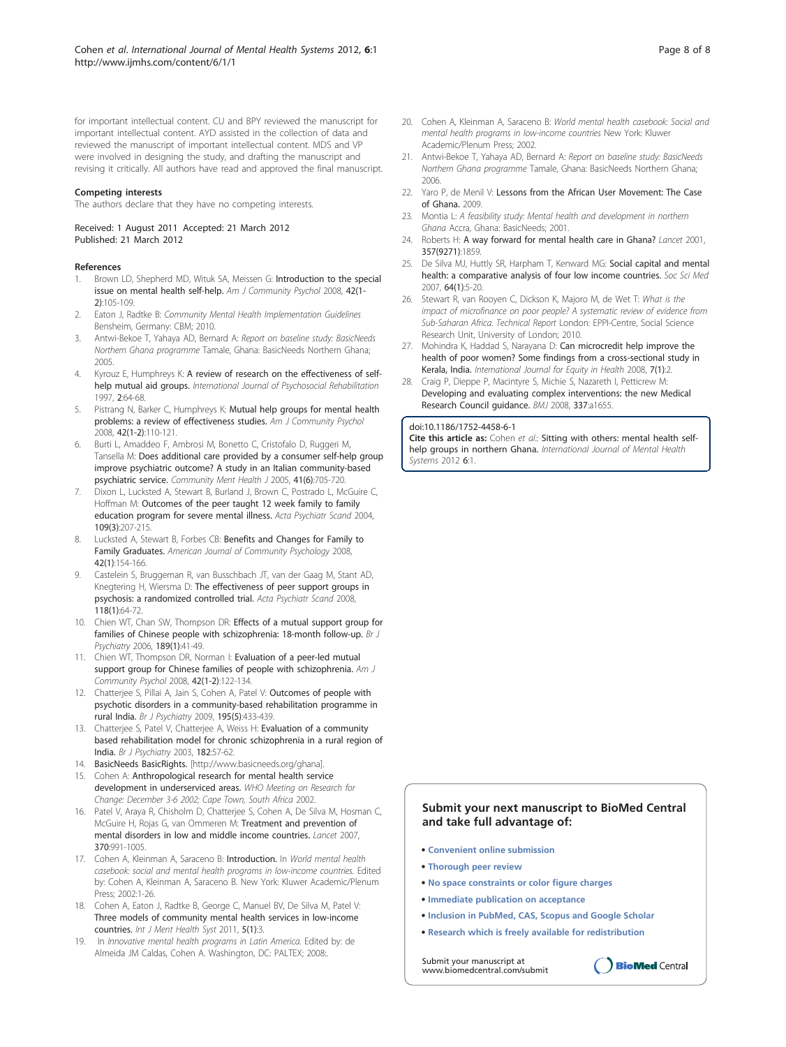for important intellectual content. CU and BPY reviewed the manuscript for important intellectual content. AYD assisted in the collection of data and reviewed the manuscript of important intellectual content. MDS and VP were involved in designing the study, and drafting the manuscript and revising it critically. All authors have read and approved the final manuscript.

#### Competing interests

The authors declare that they have no competing interests.

Received: 1 August 2011 Accepted: 21 March 2012
Published: 21 March 2012

#### References

1. Brown LD, Shepherd MD, Wituk SA, Meissen G: **Introduction to the special issue on mental health self-help.** *Am J Community Psychol* 2008, **42(1-2)**:105-109.
2. Eaton J, Radtke B: *Community Mental Health Implementation Guidelines* Bensheim, Germany: CBM; 2010.
3. Antwi-Bekoe T, Yahaya AD, Bernard A: *Report on baseline study: BasicNeeds Northern Ghana programme* Tamale, Ghana: BasicNeeds Northern Ghana; 2005.
4. Kyrouz E, Humphreys K: **A review of research on the effectiveness of self-help mutual aid groups.** *International Journal of Psychosocial Rehabilitation* 1997, **2**:64-68.
5. Pistrang N, Barker C, Humphreys K: **Mutual help groups for mental health problems: a review of effectiveness studies.** *Am J Community Psychol* 2008, **42(1-2)**:110-121.
6. Burti L, Amaddeo F, Ambrosi M, Bonetto C, Cristofalo D, Ruggeri M, Tansella M: **Does additional care provided by a consumer self-help group improve psychiatric outcome? A study in an Italian community-based psychiatric service.** *Community Ment Health J* 2005, **41(6)**:705-720.
7. Dixon L, Lucksted A, Stewart B, Burland J, Brown C, Postrado L, McGuire C, Hoffman M: **Outcomes of the peer taught 12 week family to family education program for severe mental illness.** *Acta Psychiatr Scand* 2004, **109(3)**:207-215.
8. Lucksted A, Stewart B, Forbes CB: **Benefits and Changes for Family to Family Graduates.** *American Journal of Community Psychology* 2008, **42(1)**:154-166.
9. Castelein S, Bruggeman R, van Busschbach JT, van der Gaag M, Stant AD, Knegtering H, Wiersma D: **The effectiveness of peer support groups in psychosis: a randomized controlled trial.** *Acta Psychiatr Scand* 2008, **118(1)**:64-72.
10. Chien WT, Chan SW, Thompson DR: **Effects of a mutual support group for families of Chinese people with schizophrenia: 18-month follow-up.** *Br J Psychiatry* 2006, **189(1)**:41-49.
11. Chien WT, Thompson DR, Norman I: **Evaluation of a peer-led mutual support group for Chinese families of people with schizophrenia.** *Am J Community Psychol* 2008, **42(1-2)**:122-134.
12. Chatterjee S, Pillai A, Jain S, Cohen A, Patel V: **Outcomes of people with psychotic disorders in a community-based rehabilitation programme in rural India.** *Br J Psychiatry* 2009, **195(5)**:433-439.
13. Chatterjee S, Patel V, Chatterjee A, Weiss H: **Evaluation of a community based rehabilitation model for chronic schizophrenia in a rural region of India.** *Br J Psychiatry* 2003, **182**:57-62.
14. **BasicNeeds BasicRights.** [http://www.basicneeds.org/ghana].
15. Cohen A: **Anthropological research for mental health service development in underserviced areas.** *WHO Meeting on Research for Change: December 3-6 2002; Cape Town, South Africa* 2002.
16. Patel V, Araya R, Chisholm D, Chatterjee S, Cohen A, De Silva M, Hosman C, McGuire H, Rojas G, van Ommeren M: **Treatment and prevention of mental disorders in low and middle income countries.** *Lancet* 2007, **370**:991-1005.
17. Cohen A, Kleinman A, Saraceno B: **Introduction.** In *World mental health casebook: social and mental health programs in low-income countries.* Edited by: Cohen A, Kleinman A, Saraceno B. New York: Kluwer Academic/Plenum Press; 2002:1-26.
18. Cohen A, Eaton J, Radtke B, George C, Manuel BV, De Silva M, Patel V: **Three models of community mental health services in low-income countries.** *Int J Ment Health Syst* 2011, **5(1)**:3.
19. In *Innovative mental health programs in Latin America.* Edited by: de Almeida JM Caldas, Cohen A. Washington, DC: PALTEX; 2008:.
20. Cohen A, Kleinman A, Saraceno B: *World mental health casebook: Social and mental health programs in low-income countries* New York: Kluwer Academic/Plenum Press; 2002.
21. Antwi-Bekoe T, Yahaya AD, Bernard A: *Report on baseline study: BasicNeeds Northern Ghana programme* Tamale, Ghana: BasicNeeds Northern Ghana; 2006.
22. Yaro P, de Menil V: **Lessons from the African User Movement: The Case of Ghana.** 2009.
23. Montia L: *A feasibility study: Mental health and development in northern Ghana* Accra, Ghana: BasicNeeds; 2001.
24. Roberts H: **A way forward for mental health care in Ghana?** *Lancet* 2001, **357(9271)**:1859.
25. De Silva MJ, Huttly SR, Harpham T, Kenward MG: **Social capital and mental health: a comparative analysis of four low income countries.** *Soc Sci Med* 2007, **64(1)**:5-20.
26. Stewart R, van Rooyen C, Dickson K, Majoro M, de Wet T: *What is the impact of microfinance on poor people? A systematic review of evidence from Sub-Saharan Africa. Technical Report* London: EPPI-Centre, Social Science Research Unit, University of London; 2010.
27. Mohindra K, Haddad S, Narayana D: **Can microcredit help improve the health of poor women? Some findings from a cross-sectional study in Kerala, India.** *International Journal for Equity in Health* 2008, **7(1)**:2.
28. Craig P, Dieppe P, Macintyre S, Michie S, Nazareth I, Petticrew M: **Developing and evaluating complex interventions: the new Medical Research Council guidance.** *BMJ* 2008, **337**:a1655.

doi:10.1186/1752-4458-6-1
**Cite this article as:** Cohen *et al.*: Sitting with others: mental health self-help groups in northern Ghana. *International Journal of Mental Health Systems* 2012 **6**:1.

### Submit your next manuscript to BioMed Central and take full advantage of:

- **Convenient online submission**
- **Thorough peer review**
- **No space constraints or color figure charges**
- **Immediate publication on acceptance**
- **Inclusion in PubMed, CAS, Scopus and Google Scholar**
- **Research which is freely available for redistribution**

Submit your manuscript at
www.biomedcentral.com/submit

BioMed Central